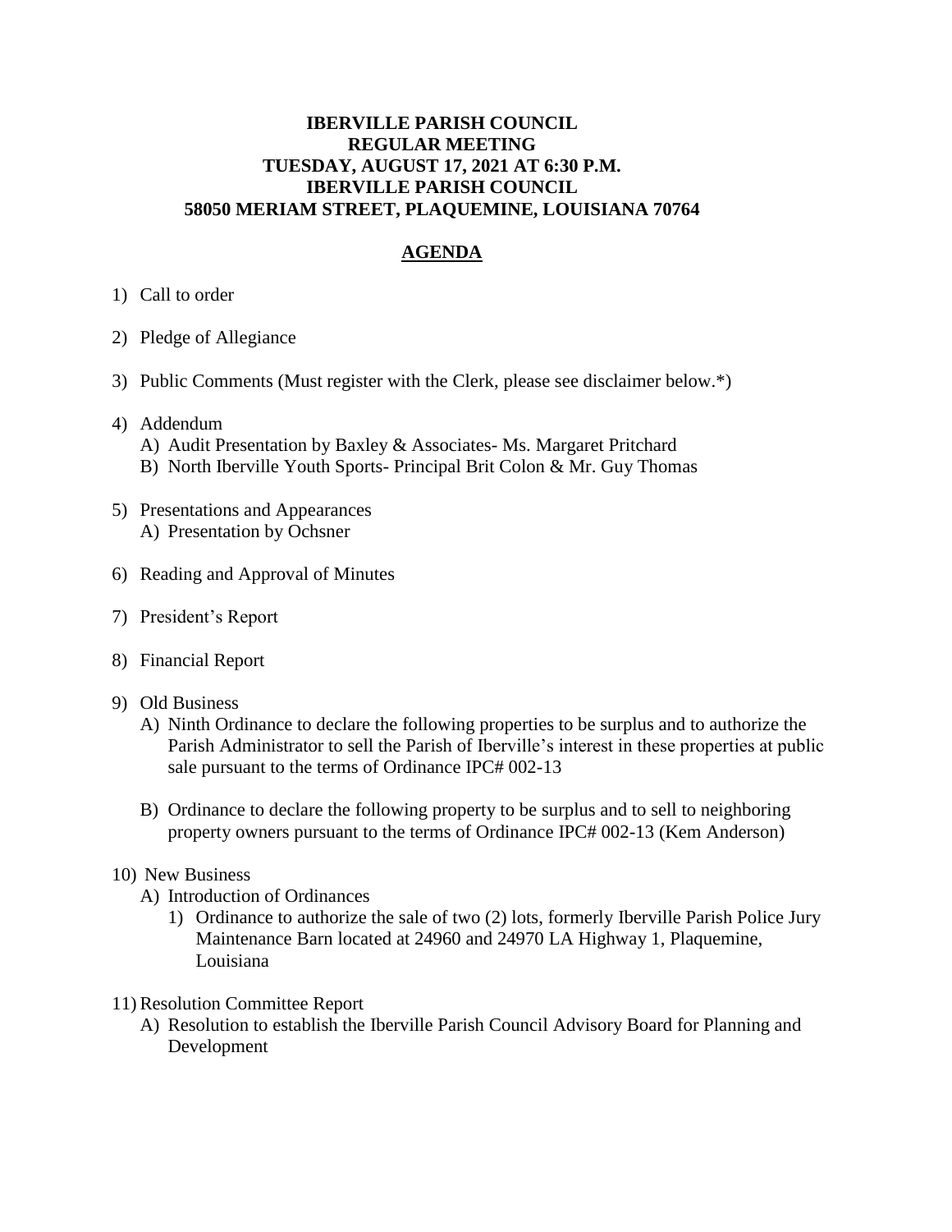**IBERVILLE PARISH COUNCIL**
**REGULAR MEETING**
**TUESDAY, AUGUST 17, 2021 AT 6:30 P.M.**
**IBERVILLE PARISH COUNCIL**
**58050 MERIAM STREET, PLAQUEMINE, LOUISIANA 70764**

## AGENDA

1) Call to order

2) Pledge of Allegiance

3) Public Comments (Must register with the Clerk, please see disclaimer below.*)

4) Addendum
   - A) Audit Presentation by Baxley & Associates- Ms. Margaret Pritchard
   - B) North Iberville Youth Sports- Principal Brit Colon & Mr. Guy Thomas

5) Presentations and Appearances
   - A) Presentation by Ochsner

6) Reading and Approval of Minutes

7) President's Report

8) Financial Report

9) Old Business
   - A) Ninth Ordinance to declare the following properties to be surplus and to authorize the Parish Administrator to sell the Parish of Iberville's interest in these properties at public sale pursuant to the terms of Ordinance IPC# 002-13
   - B) Ordinance to declare the following property to be surplus and to sell to neighboring property owners pursuant to the terms of Ordinance IPC# 002-13 (Kem Anderson)

10) New Business
    - A) Introduction of Ordinances
      1) Ordinance to authorize the sale of two (2) lots, formerly Iberville Parish Police Jury Maintenance Barn located at 24960 and 24970 LA Highway 1, Plaquemine, Louisiana

11) Resolution Committee Report
    - A) Resolution to establish the Iberville Parish Council Advisory Board for Planning and Development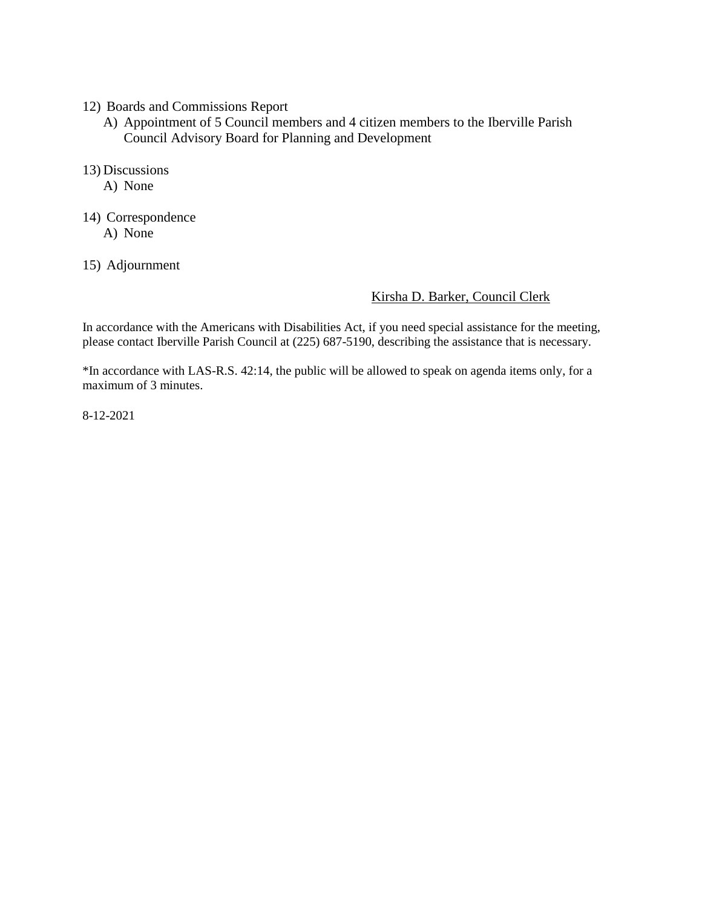12) Boards and Commissions Report
   A) Appointment of 5 Council members and 4 citizen members to the Iberville Parish Council Advisory Board for Planning and Development

13) Discussions
   A) None

14) Correspondence
   A) None

15) Adjournment

Kirsha D. Barker, Council Clerk

In accordance with the Americans with Disabilities Act, if you need special assistance for the meeting, please contact Iberville Parish Council at (225) 687-5190, describing the assistance that is necessary.

*In accordance with LAS-R.S. 42:14, the public will be allowed to speak on agenda items only, for a maximum of 3 minutes.

8-12-2021